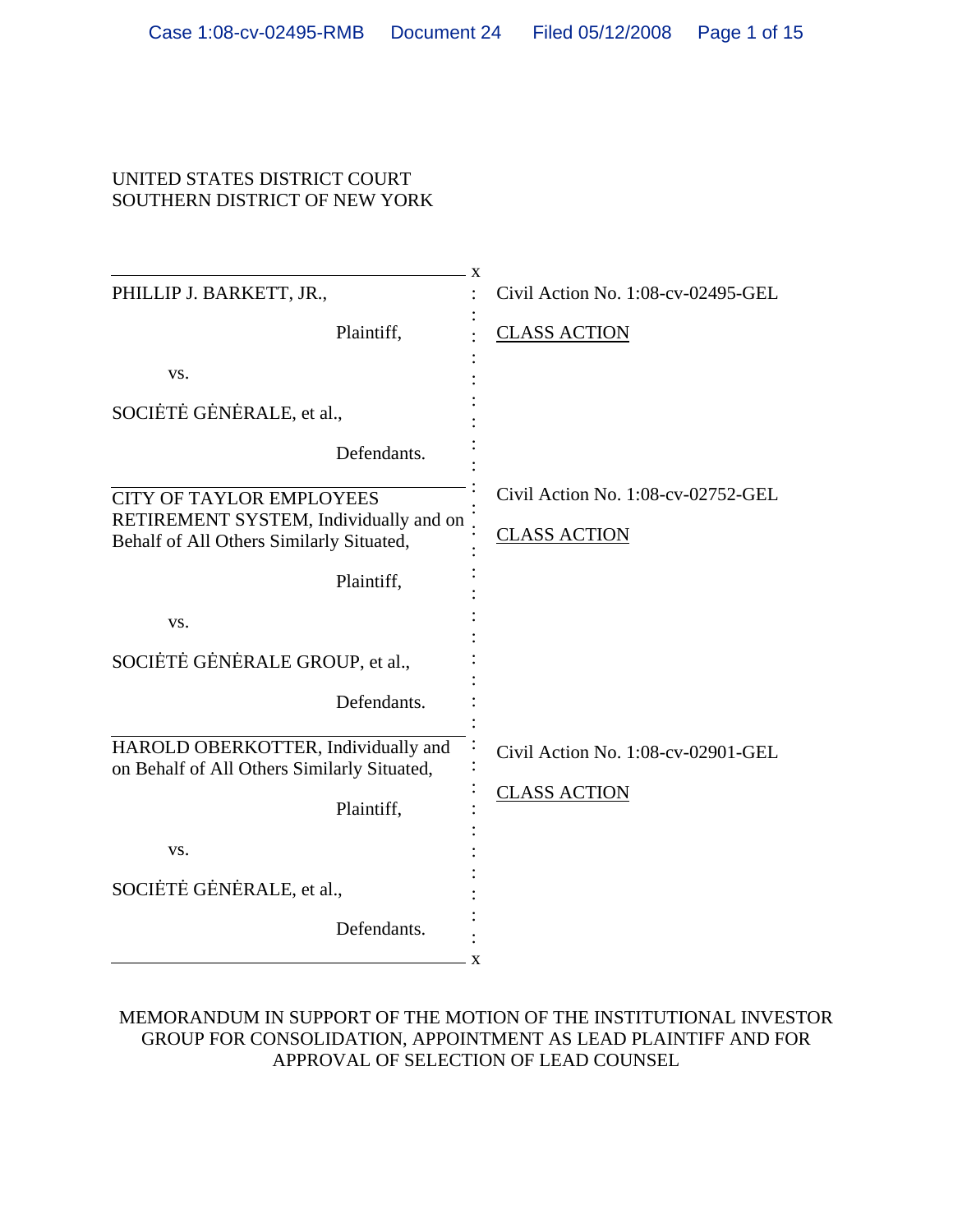UNITED STATES DISTRICT COURT
SOUTHERN DISTRICT OF NEW YORK

| | |
|---|---|
| PHILLIP J. BARKETT, JR.,<br><br>Plaintiff,<br><br>vs.<br><br>SOCIĖTĖ GĖNĖRALE, et al.,<br><br>Defendants. | Civil Action No. 1:08-cv-02495-GEL<br><br>CLASS ACTION |
| CITY OF TAYLOR EMPLOYEES RETIREMENT SYSTEM, Individually and on Behalf of All Others Similarly Situated,<br><br>Plaintiff,<br><br>vs.<br><br>SOCIĖTĖ GĖNĖRALE GROUP, et al.,<br><br>Defendants. | Civil Action No. 1:08-cv-02752-GEL<br><br>CLASS ACTION |
| HAROLD OBERKOTTER, Individually and on Behalf of All Others Similarly Situated,<br><br>Plaintiff,<br><br>vs.<br><br>SOCIĖTĖ GĖNĖRALE, et al.,<br><br>Defendants. | Civil Action No. 1:08-cv-02901-GEL<br><br>CLASS ACTION |

MEMORANDUM IN SUPPORT OF THE MOTION OF THE INSTITUTIONAL INVESTOR GROUP FOR CONSOLIDATION, APPOINTMENT AS LEAD PLAINTIFF AND FOR APPROVAL OF SELECTION OF LEAD COUNSEL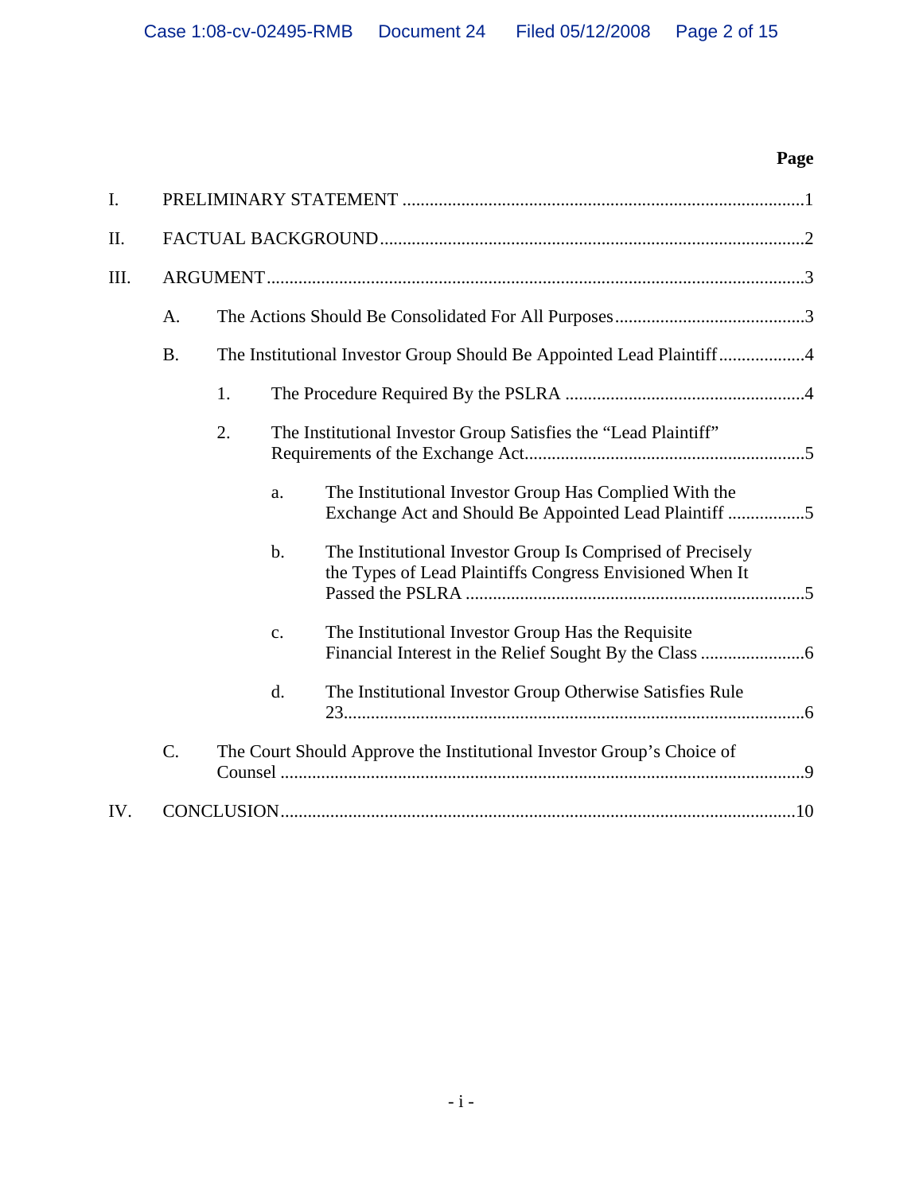| | | | | Page |
|---|---|---|---|---|
| I. | PRELIMINARY STATEMENT | | | 1 |
| II. | FACTUAL BACKGROUND | | | 2 |
| III. | ARGUMENT | | | 3 |
| | A. | The Actions Should Be Consolidated For All Purposes | | 3 |
| | B. | The Institutional Investor Group Should Be Appointed Lead Plaintiff | | 4 |
| | | 1. | The Procedure Required By the PSLRA | 4 |
| | | 2. | The Institutional Investor Group Satisfies the "Lead Plaintiff" Requirements of the Exchange Act | 5 |
| | | | a. The Institutional Investor Group Has Complied With the Exchange Act and Should Be Appointed Lead Plaintiff | 5 |
| | | | b. The Institutional Investor Group Is Comprised of Precisely the Types of Lead Plaintiffs Congress Envisioned When It Passed the PSLRA | 5 |
| | | | c. The Institutional Investor Group Has the Requisite Financial Interest in the Relief Sought By the Class | 6 |
| | | | d. The Institutional Investor Group Otherwise Satisfies Rule 23 | 6 |
| | C. | The Court Should Approve the Institutional Investor Group's Choice of Counsel | | 9 |
| IV. | CONCLUSION | | | 10 |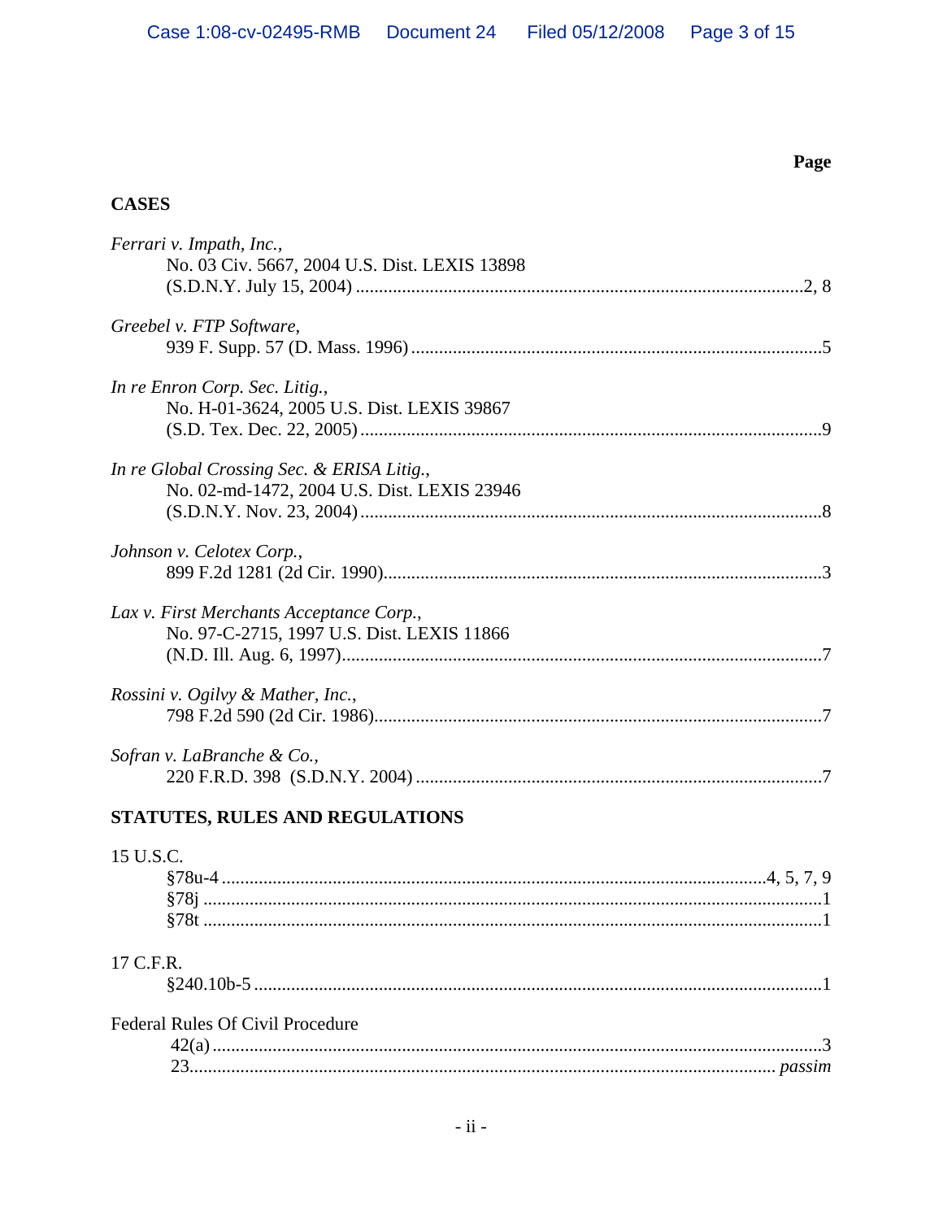**Page**

**CASES**

*Ferrari v. Impath, Inc.*,
No. 03 Civ. 5667, 2004 U.S. Dist. LEXIS 13898
(S.D.N.Y. July 15, 2004) ....................................................................................2, 8

*Greebel v. FTP Software*,
939 F. Supp. 57 (D. Mass. 1996) ..........................................................................5

*In re Enron Corp. Sec. Litig.*,
No. H-01-3624, 2005 U.S. Dist. LEXIS 39867
(S.D. Tex. Dec. 22, 2005) .....................................................................................9

*In re Global Crossing Sec. & ERISA Litig.*,
No. 02-md-1472, 2004 U.S. Dist. LEXIS 23946
(S.D.N.Y. Nov. 23, 2004) .....................................................................................8

*Johnson v. Celotex Corp.*,
899 F.2d 1281 (2d Cir. 1990).................................................................................3

*Lax v. First Merchants Acceptance Corp.*,
No. 97-C-2715, 1997 U.S. Dist. LEXIS 11866
(N.D. Ill. Aug. 6, 1997).........................................................................................7

*Rossini v. Ogilvy & Mather, Inc.*,
798 F.2d 590 (2d Cir. 1986)...................................................................................7

*Sofran v. LaBranche & Co.*,
220 F.R.D. 398 (S.D.N.Y. 2004) ..........................................................................7

**STATUTES, RULES AND REGULATIONS**

15 U.S.C.
§78u-4 .....................................................................................................4, 5, 7, 9
§78j .......................................................................................................................1
§78t .......................................................................................................................1

17 C.F.R.
§240.10b-5 ............................................................................................................1

Federal Rules Of Civil Procedure
42(a) .....................................................................................................................3
23.................................................................................................................. *passim*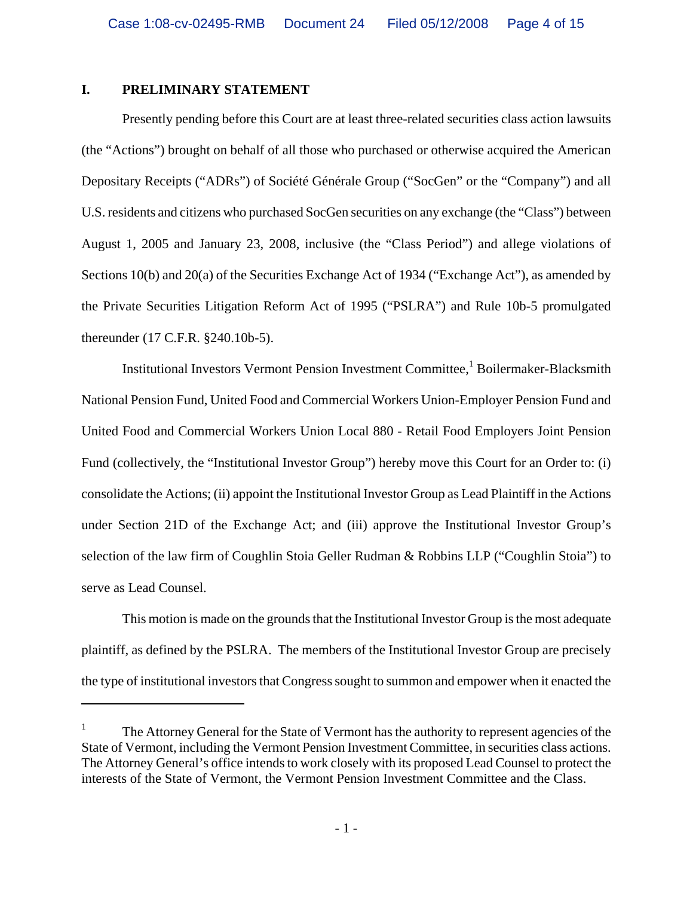## I. PRELIMINARY STATEMENT

Presently pending before this Court are at least three-related securities class action lawsuits (the "Actions") brought on behalf of all those who purchased or otherwise acquired the American Depositary Receipts ("ADRs") of Société Générale Group ("SocGen" or the "Company") and all U.S. residents and citizens who purchased SocGen securities on any exchange (the "Class") between August 1, 2005 and January 23, 2008, inclusive (the "Class Period") and allege violations of Sections 10(b) and 20(a) of the Securities Exchange Act of 1934 ("Exchange Act"), as amended by the Private Securities Litigation Reform Act of 1995 ("PSLRA") and Rule 10b-5 promulgated thereunder (17 C.F.R. §240.10b-5).

Institutional Investors Vermont Pension Investment Committee,[1] Boilermaker-Blacksmith National Pension Fund, United Food and Commercial Workers Union-Employer Pension Fund and United Food and Commercial Workers Union Local 880 - Retail Food Employers Joint Pension Fund (collectively, the "Institutional Investor Group") hereby move this Court for an Order to: (i) consolidate the Actions; (ii) appoint the Institutional Investor Group as Lead Plaintiff in the Actions under Section 21D of the Exchange Act; and (iii) approve the Institutional Investor Group's selection of the law firm of Coughlin Stoia Geller Rudman & Robbins LLP ("Coughlin Stoia") to serve as Lead Counsel.

This motion is made on the grounds that the Institutional Investor Group is the most adequate plaintiff, as defined by the PSLRA. The members of the Institutional Investor Group are precisely the type of institutional investors that Congress sought to summon and empower when it enacted the

---

[1] The Attorney General for the State of Vermont has the authority to represent agencies of the State of Vermont, including the Vermont Pension Investment Committee, in securities class actions. The Attorney General's office intends to work closely with its proposed Lead Counsel to protect the interests of the State of Vermont, the Vermont Pension Investment Committee and the Class.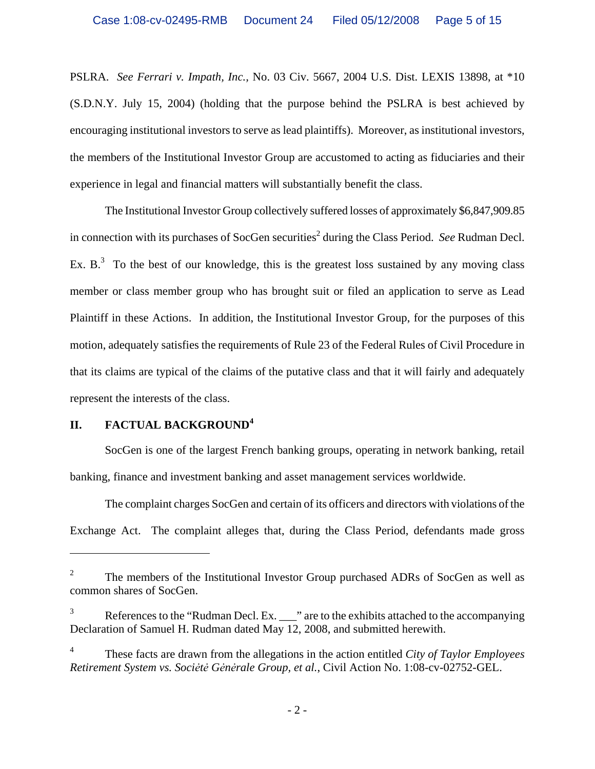PSLRA. *See Ferrari v. Impath, Inc.*, No. 03 Civ. 5667, 2004 U.S. Dist. LEXIS 13898, at *10 (S.D.N.Y. July 15, 2004) (holding that the purpose behind the PSLRA is best achieved by encouraging institutional investors to serve as lead plaintiffs). Moreover, as institutional investors, the members of the Institutional Investor Group are accustomed to acting as fiduciaries and their experience in legal and financial matters will substantially benefit the class.

The Institutional Investor Group collectively suffered losses of approximately $6,847,909.85 in connection with its purchases of SocGen securities[2] during the Class Period. *See* Rudman Decl. Ex. B.[3] To the best of our knowledge, this is the greatest loss sustained by any moving class member or class member group who has brought suit or filed an application to serve as Lead Plaintiff in these Actions. In addition, the Institutional Investor Group, for the purposes of this motion, adequately satisfies the requirements of Rule 23 of the Federal Rules of Civil Procedure in that its claims are typical of the claims of the putative class and that it will fairly and adequately represent the interests of the class.

## II. FACTUAL BACKGROUND[4]

SocGen is one of the largest French banking groups, operating in network banking, retail banking, finance and investment banking and asset management services worldwide.

The complaint charges SocGen and certain of its officers and directors with violations of the Exchange Act. The complaint alleges that, during the Class Period, defendants made gross

---

[2] The members of the Institutional Investor Group purchased ADRs of SocGen as well as common shares of SocGen.

[3] References to the "Rudman Decl. Ex. ___" are to the exhibits attached to the accompanying Declaration of Samuel H. Rudman dated May 12, 2008, and submitted herewith.

[4] These facts are drawn from the allegations in the action entitled *City of Taylor Employees Retirement System vs. Sociėtė Gėnėrale Group, et al.*, Civil Action No. 1:08-cv-02752-GEL.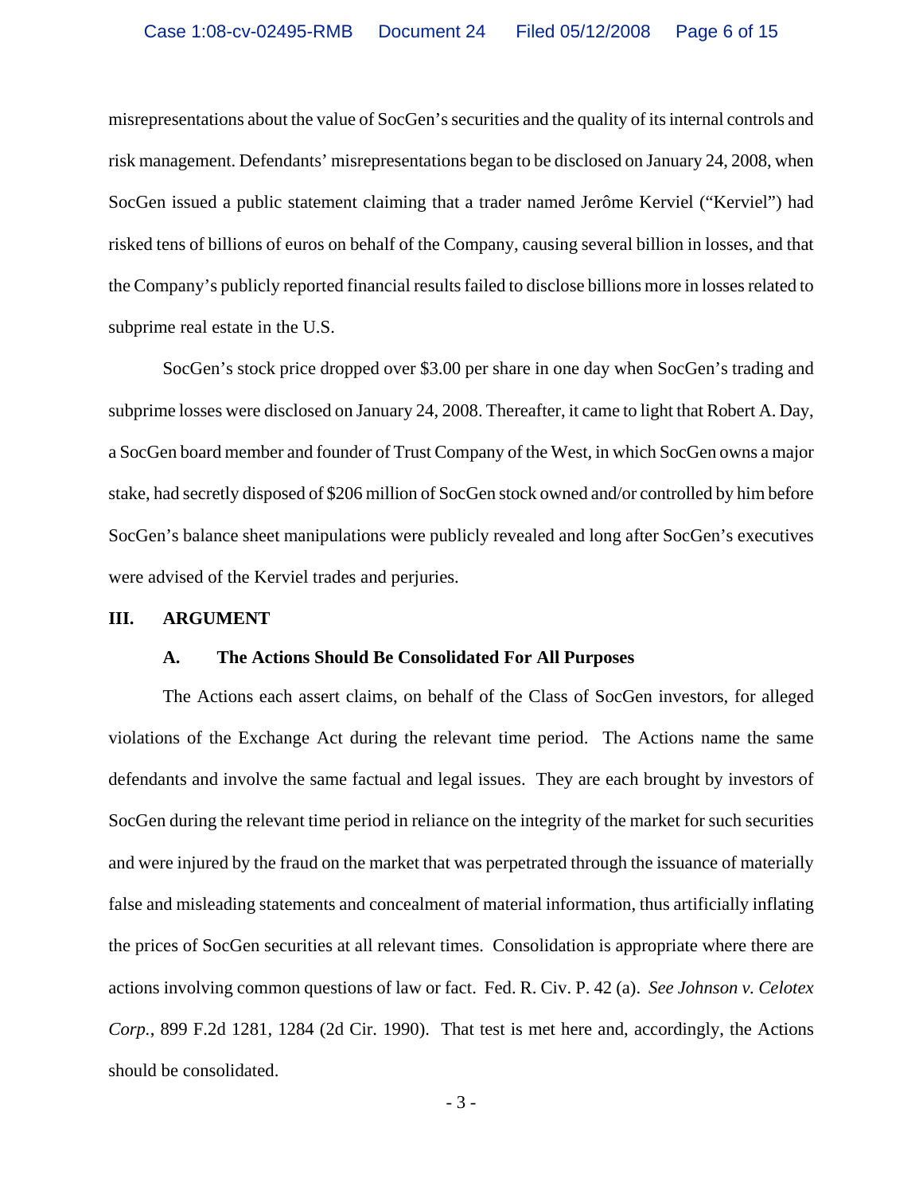misrepresentations about the value of SocGen's securities and the quality of its internal controls and risk management. Defendants' misrepresentations began to be disclosed on January 24, 2008, when SocGen issued a public statement claiming that a trader named Jerôme Kerviel ("Kerviel") had risked tens of billions of euros on behalf of the Company, causing several billion in losses, and that the Company's publicly reported financial results failed to disclose billions more in losses related to subprime real estate in the U.S.

SocGen's stock price dropped over $3.00 per share in one day when SocGen's trading and subprime losses were disclosed on January 24, 2008. Thereafter, it came to light that Robert A. Day, a SocGen board member and founder of Trust Company of the West, in which SocGen owns a major stake, had secretly disposed of $206 million of SocGen stock owned and/or controlled by him before SocGen's balance sheet manipulations were publicly revealed and long after SocGen's executives were advised of the Kerviel trades and perjuries.

## III. ARGUMENT

### A. The Actions Should Be Consolidated For All Purposes

The Actions each assert claims, on behalf of the Class of SocGen investors, for alleged violations of the Exchange Act during the relevant time period. The Actions name the same defendants and involve the same factual and legal issues. They are each brought by investors of SocGen during the relevant time period in reliance on the integrity of the market for such securities and were injured by the fraud on the market that was perpetrated through the issuance of materially false and misleading statements and concealment of material information, thus artificially inflating the prices of SocGen securities at all relevant times. Consolidation is appropriate where there are actions involving common questions of law or fact. Fed. R. Civ. P. 42 (a). *See Johnson v. Celotex Corp.*, 899 F.2d 1281, 1284 (2d Cir. 1990). That test is met here and, accordingly, the Actions should be consolidated.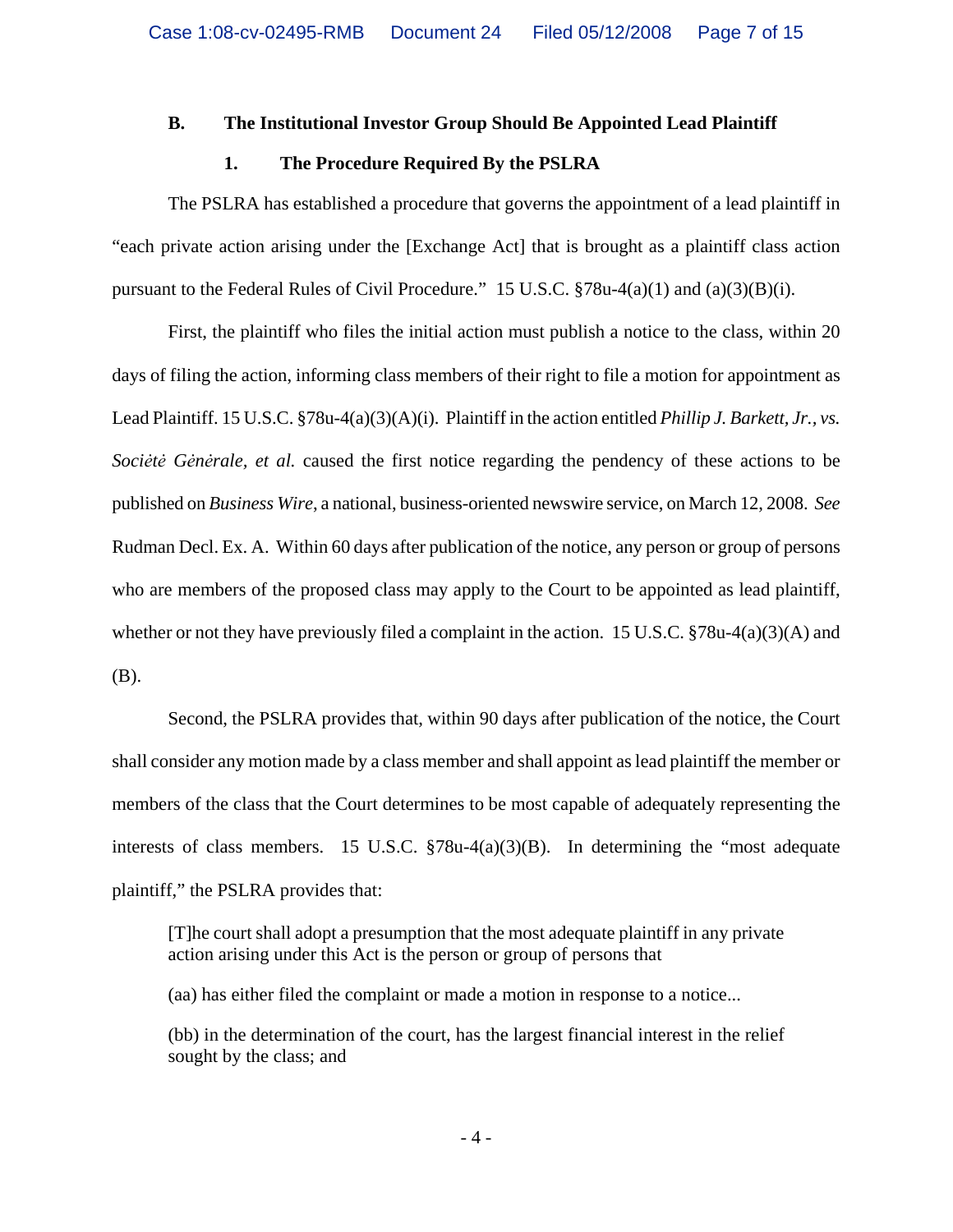### B. The Institutional Investor Group Should Be Appointed Lead Plaintiff

#### 1. The Procedure Required By the PSLRA

The PSLRA has established a procedure that governs the appointment of a lead plaintiff in "each private action arising under the [Exchange Act] that is brought as a plaintiff class action pursuant to the Federal Rules of Civil Procedure." 15 U.S.C. §78u-4(a)(1) and (a)(3)(B)(i).

First, the plaintiff who files the initial action must publish a notice to the class, within 20 days of filing the action, informing class members of their right to file a motion for appointment as Lead Plaintiff. 15 U.S.C. §78u-4(a)(3)(A)(i). Plaintiff in the action entitled *Phillip J. Barkett, Jr., vs. Sociėtė Gėnėrale, et al.* caused the first notice regarding the pendency of these actions to be published on *Business Wire*, a national, business-oriented newswire service, on March 12, 2008. *See* Rudman Decl. Ex. A. Within 60 days after publication of the notice, any person or group of persons who are members of the proposed class may apply to the Court to be appointed as lead plaintiff, whether or not they have previously filed a complaint in the action. 15 U.S.C. §78u-4(a)(3)(A) and (B).

Second, the PSLRA provides that, within 90 days after publication of the notice, the Court shall consider any motion made by a class member and shall appoint as lead plaintiff the member or members of the class that the Court determines to be most capable of adequately representing the interests of class members. 15 U.S.C. §78u-4(a)(3)(B). In determining the "most adequate plaintiff," the PSLRA provides that:

> [T]he court shall adopt a presumption that the most adequate plaintiff in any private action arising under this Act is the person or group of persons that
>
> (aa) has either filed the complaint or made a motion in response to a notice...
>
> (bb) in the determination of the court, has the largest financial interest in the relief sought by the class; and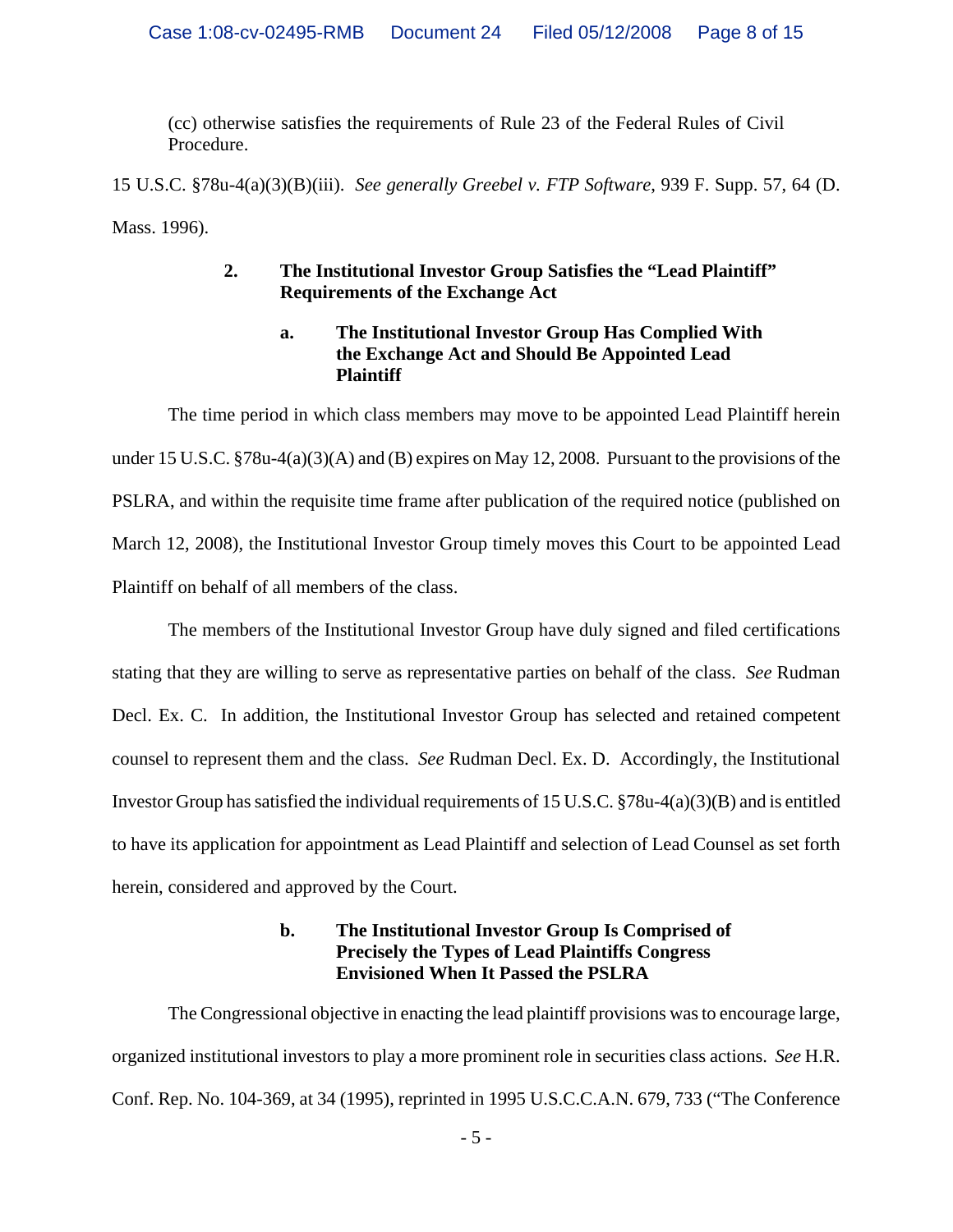(cc) otherwise satisfies the requirements of Rule 23 of the Federal Rules of Civil Procedure.

15 U.S.C. §78u-4(a)(3)(B)(iii). *See generally Greebel v. FTP Software*, 939 F. Supp. 57, 64 (D. Mass. 1996).

### 2. The Institutional Investor Group Satisfies the "Lead Plaintiff" Requirements of the Exchange Act

#### a. The Institutional Investor Group Has Complied With the Exchange Act and Should Be Appointed Lead Plaintiff

The time period in which class members may move to be appointed Lead Plaintiff herein under 15 U.S.C. §78u-4(a)(3)(A) and (B) expires on May 12, 2008. Pursuant to the provisions of the PSLRA, and within the requisite time frame after publication of the required notice (published on March 12, 2008), the Institutional Investor Group timely moves this Court to be appointed Lead Plaintiff on behalf of all members of the class.

The members of the Institutional Investor Group have duly signed and filed certifications stating that they are willing to serve as representative parties on behalf of the class. *See* Rudman Decl. Ex. C. In addition, the Institutional Investor Group has selected and retained competent counsel to represent them and the class. *See* Rudman Decl. Ex. D. Accordingly, the Institutional Investor Group has satisfied the individual requirements of 15 U.S.C. §78u-4(a)(3)(B) and is entitled to have its application for appointment as Lead Plaintiff and selection of Lead Counsel as set forth herein, considered and approved by the Court.

#### b. The Institutional Investor Group Is Comprised of Precisely the Types of Lead Plaintiffs Congress Envisioned When It Passed the PSLRA

The Congressional objective in enacting the lead plaintiff provisions was to encourage large, organized institutional investors to play a more prominent role in securities class actions. *See* H.R. Conf. Rep. No. 104-369, at 34 (1995), reprinted in 1995 U.S.C.C.A.N. 679, 733 ("The Conference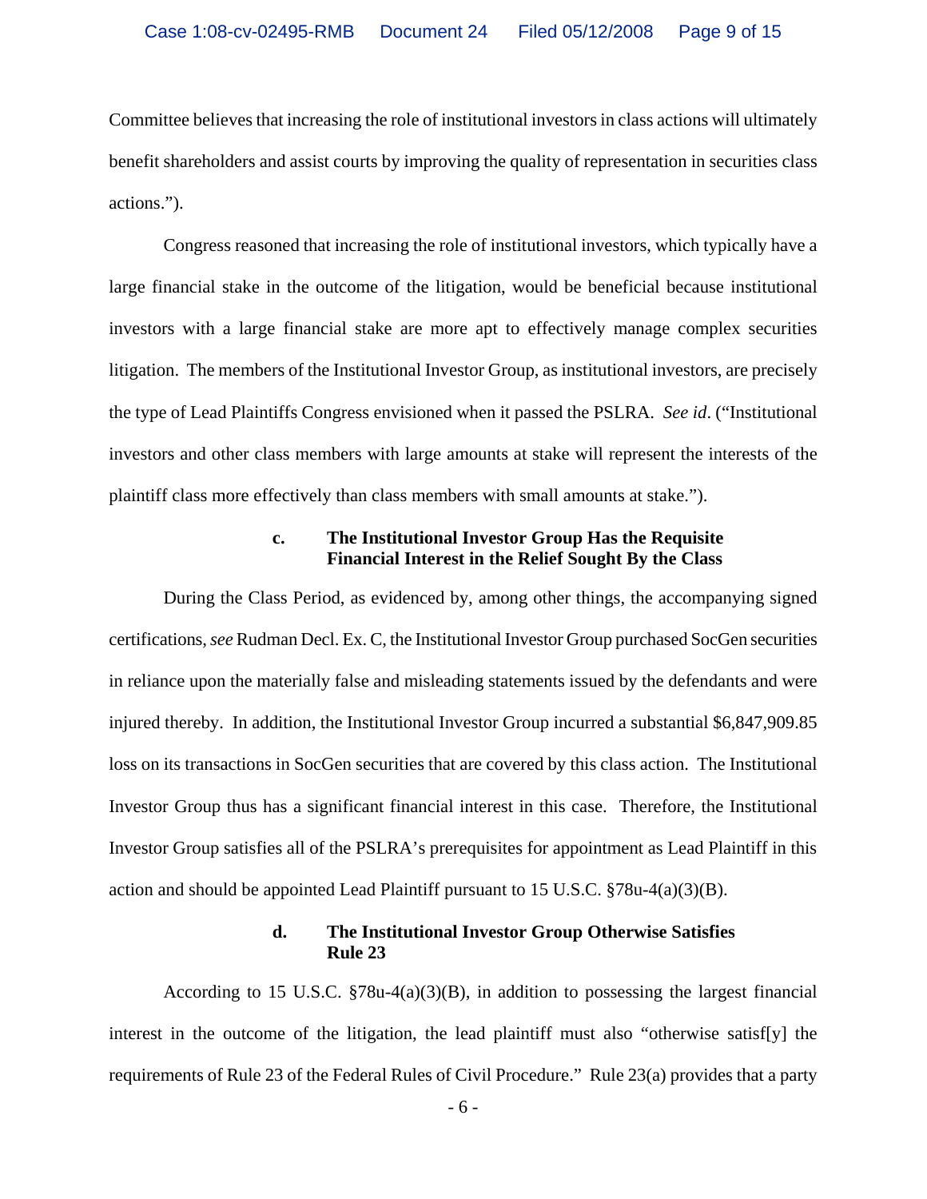Committee believes that increasing the role of institutional investors in class actions will ultimately benefit shareholders and assist courts by improving the quality of representation in securities class actions.").

Congress reasoned that increasing the role of institutional investors, which typically have a large financial stake in the outcome of the litigation, would be beneficial because institutional investors with a large financial stake are more apt to effectively manage complex securities litigation. The members of the Institutional Investor Group, as institutional investors, are precisely the type of Lead Plaintiffs Congress envisioned when it passed the PSLRA. *See id*. ("Institutional investors and other class members with large amounts at stake will represent the interests of the plaintiff class more effectively than class members with small amounts at stake.").

### c. The Institutional Investor Group Has the Requisite Financial Interest in the Relief Sought By the Class

During the Class Period, as evidenced by, among other things, the accompanying signed certifications, *see* Rudman Decl. Ex. C, the Institutional Investor Group purchased SocGen securities in reliance upon the materially false and misleading statements issued by the defendants and were injured thereby. In addition, the Institutional Investor Group incurred a substantial $6,847,909.85 loss on its transactions in SocGen securities that are covered by this class action. The Institutional Investor Group thus has a significant financial interest in this case. Therefore, the Institutional Investor Group satisfies all of the PSLRA's prerequisites for appointment as Lead Plaintiff in this action and should be appointed Lead Plaintiff pursuant to 15 U.S.C. §78u-4(a)(3)(B).

### d. The Institutional Investor Group Otherwise Satisfies Rule 23

According to 15 U.S.C. §78u-4(a)(3)(B), in addition to possessing the largest financial interest in the outcome of the litigation, the lead plaintiff must also "otherwise satisf[y] the requirements of Rule 23 of the Federal Rules of Civil Procedure." Rule 23(a) provides that a party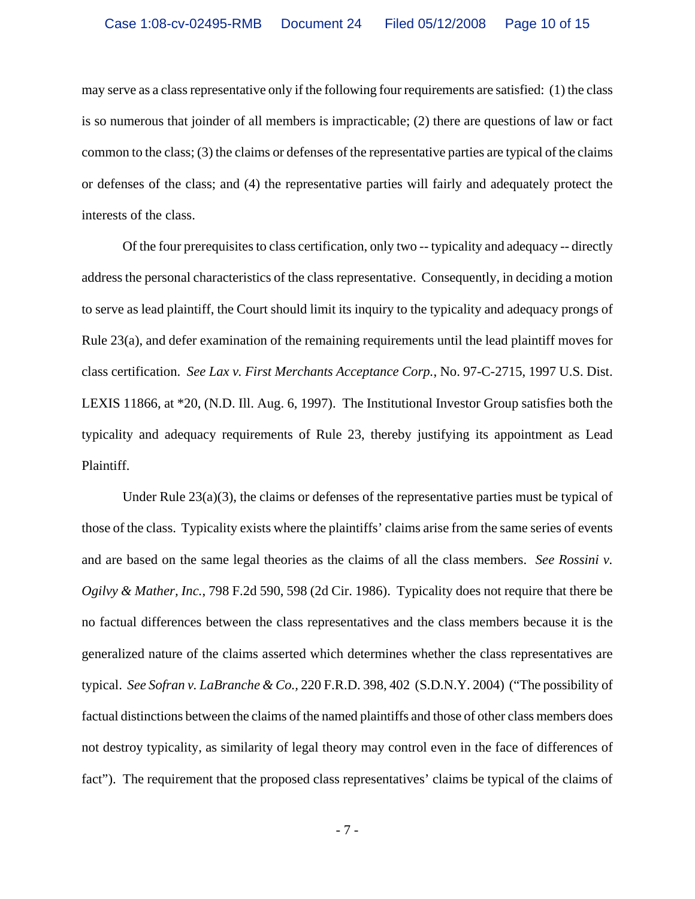may serve as a class representative only if the following four requirements are satisfied: (1) the class is so numerous that joinder of all members is impracticable; (2) there are questions of law or fact common to the class; (3) the claims or defenses of the representative parties are typical of the claims or defenses of the class; and (4) the representative parties will fairly and adequately protect the interests of the class.

Of the four prerequisites to class certification, only two -- typicality and adequacy -- directly address the personal characteristics of the class representative. Consequently, in deciding a motion to serve as lead plaintiff, the Court should limit its inquiry to the typicality and adequacy prongs of Rule 23(a), and defer examination of the remaining requirements until the lead plaintiff moves for class certification. *See Lax v. First Merchants Acceptance Corp.*, No. 97-C-2715, 1997 U.S. Dist. LEXIS 11866, at *20, (N.D. Ill. Aug. 6, 1997). The Institutional Investor Group satisfies both the typicality and adequacy requirements of Rule 23, thereby justifying its appointment as Lead Plaintiff.

Under Rule 23(a)(3), the claims or defenses of the representative parties must be typical of those of the class. Typicality exists where the plaintiffs' claims arise from the same series of events and are based on the same legal theories as the claims of all the class members. *See Rossini v. Ogilvy & Mather, Inc.*, 798 F.2d 590, 598 (2d Cir. 1986). Typicality does not require that there be no factual differences between the class representatives and the class members because it is the generalized nature of the claims asserted which determines whether the class representatives are typical. *See Sofran v. LaBranche & Co.,* 220 F.R.D. 398, 402 (S.D.N.Y. 2004) ("The possibility of factual distinctions between the claims of the named plaintiffs and those of other class members does not destroy typicality, as similarity of legal theory may control even in the face of differences of fact"). The requirement that the proposed class representatives' claims be typical of the claims of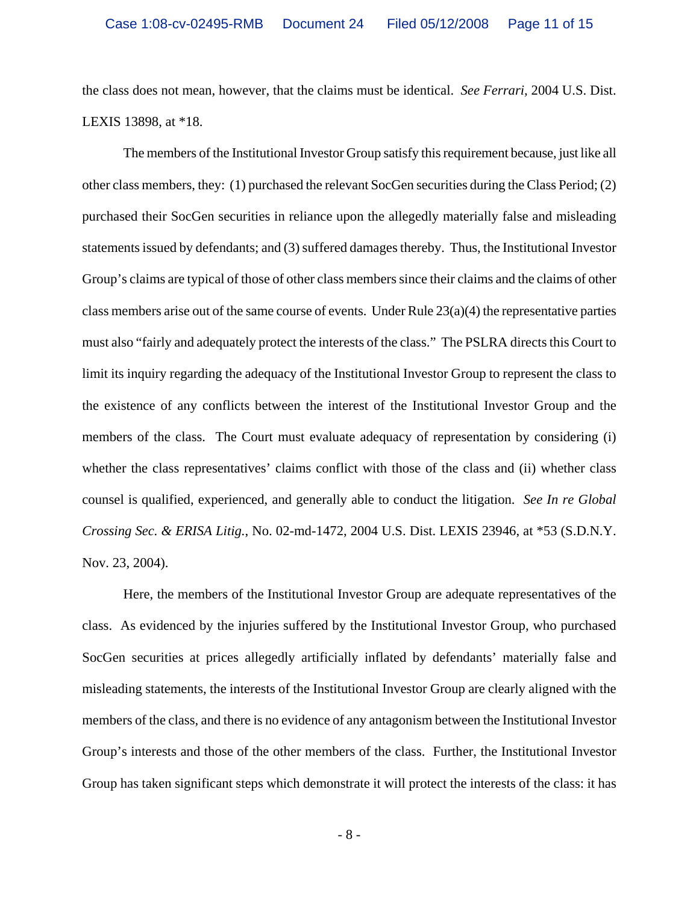the class does not mean, however, that the claims must be identical. *See Ferrari*, 2004 U.S. Dist. LEXIS 13898, at *18.

The members of the Institutional Investor Group satisfy this requirement because, just like all other class members, they: (1) purchased the relevant SocGen securities during the Class Period; (2) purchased their SocGen securities in reliance upon the allegedly materially false and misleading statements issued by defendants; and (3) suffered damages thereby. Thus, the Institutional Investor Group's claims are typical of those of other class members since their claims and the claims of other class members arise out of the same course of events. Under Rule 23(a)(4) the representative parties must also "fairly and adequately protect the interests of the class." The PSLRA directs this Court to limit its inquiry regarding the adequacy of the Institutional Investor Group to represent the class to the existence of any conflicts between the interest of the Institutional Investor Group and the members of the class. The Court must evaluate adequacy of representation by considering (i) whether the class representatives' claims conflict with those of the class and (ii) whether class counsel is qualified, experienced, and generally able to conduct the litigation. *See In re Global Crossing Sec. & ERISA Litig.*, No. 02-md-1472, 2004 U.S. Dist. LEXIS 23946, at *53 (S.D.N.Y. Nov. 23, 2004).

Here, the members of the Institutional Investor Group are adequate representatives of the class. As evidenced by the injuries suffered by the Institutional Investor Group, who purchased SocGen securities at prices allegedly artificially inflated by defendants' materially false and misleading statements, the interests of the Institutional Investor Group are clearly aligned with the members of the class, and there is no evidence of any antagonism between the Institutional Investor Group's interests and those of the other members of the class. Further, the Institutional Investor Group has taken significant steps which demonstrate it will protect the interests of the class: it has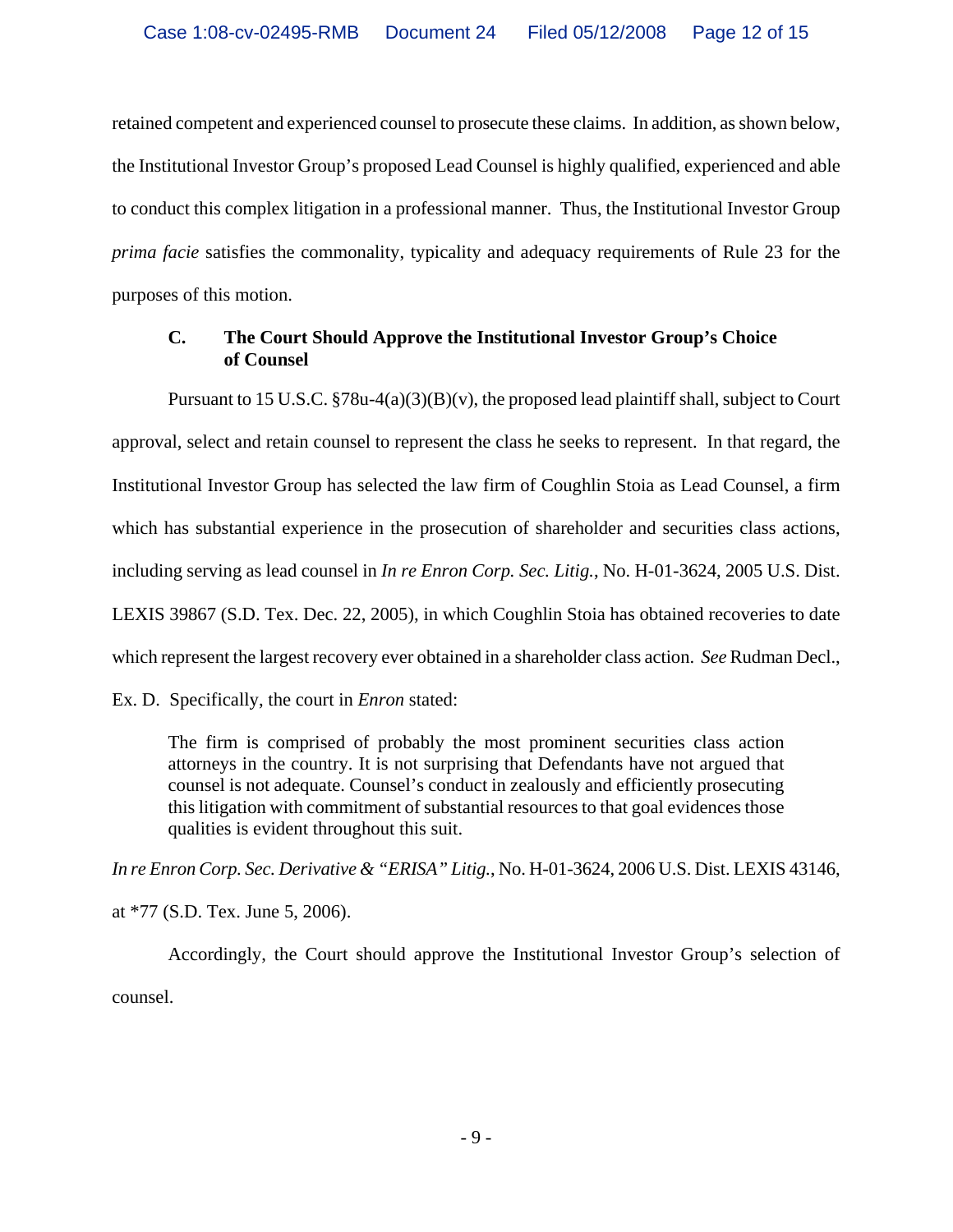retained competent and experienced counsel to prosecute these claims. In addition, as shown below, the Institutional Investor Group's proposed Lead Counsel is highly qualified, experienced and able to conduct this complex litigation in a professional manner. Thus, the Institutional Investor Group *prima facie* satisfies the commonality, typicality and adequacy requirements of Rule 23 for the purposes of this motion.

### C. The Court Should Approve the Institutional Investor Group's Choice of Counsel

Pursuant to 15 U.S.C. §78u-4(a)(3)(B)(v), the proposed lead plaintiff shall, subject to Court approval, select and retain counsel to represent the class he seeks to represent. In that regard, the Institutional Investor Group has selected the law firm of Coughlin Stoia as Lead Counsel, a firm which has substantial experience in the prosecution of shareholder and securities class actions, including serving as lead counsel in *In re Enron Corp. Sec. Litig.*, No. H-01-3624, 2005 U.S. Dist. LEXIS 39867 (S.D. Tex. Dec. 22, 2005), in which Coughlin Stoia has obtained recoveries to date which represent the largest recovery ever obtained in a shareholder class action. *See* Rudman Decl., Ex. D. Specifically, the court in *Enron* stated:

> The firm is comprised of probably the most prominent securities class action attorneys in the country. It is not surprising that Defendants have not argued that counsel is not adequate. Counsel's conduct in zealously and efficiently prosecuting this litigation with commitment of substantial resources to that goal evidences those qualities is evident throughout this suit.

*In re Enron Corp. Sec. Derivative & "ERISA" Litig.*, No. H-01-3624, 2006 U.S. Dist. LEXIS 43146, at *77 (S.D. Tex. June 5, 2006).

Accordingly, the Court should approve the Institutional Investor Group's selection of counsel.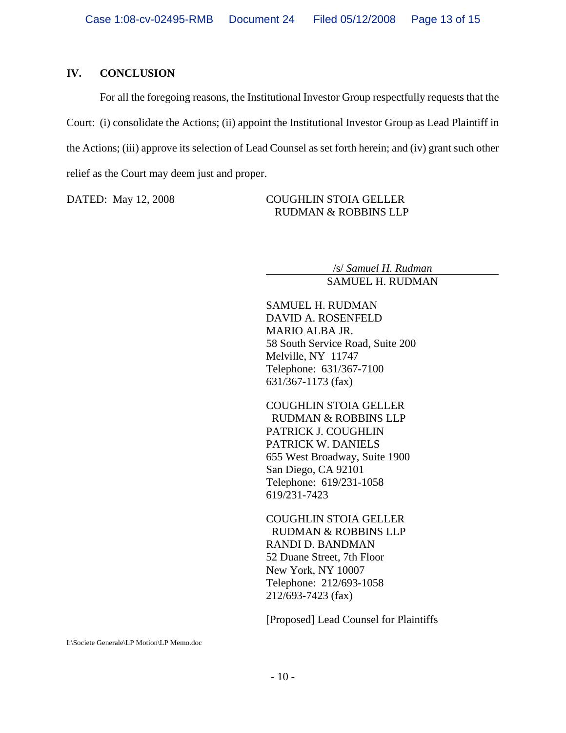## IV. CONCLUSION

For all the foregoing reasons, the Institutional Investor Group respectfully requests that the Court: (i) consolidate the Actions; (ii) appoint the Institutional Investor Group as Lead Plaintiff in the Actions; (iii) approve its selection of Lead Counsel as set forth herein; and (iv) grant such other relief as the Court may deem just and proper.

DATED: May 12, 2008

COUGHLIN STOIA GELLER
RUDMAN & ROBBINS LLP

/s/ *Samuel H. Rudman*
SAMUEL H. RUDMAN

SAMUEL H. RUDMAN
DAVID A. ROSENFELD
MARIO ALBA JR.
58 South Service Road, Suite 200
Melville, NY 11747
Telephone: 631/367-7100
631/367-1173 (fax)

COUGHLIN STOIA GELLER
RUDMAN & ROBBINS LLP
PATRICK J. COUGHLIN
PATRICK W. DANIELS
655 West Broadway, Suite 1900
San Diego, CA 92101
Telephone: 619/231-1058
619/231-7423

COUGHLIN STOIA GELLER
RUDMAN & ROBBINS LLP
RANDI D. BANDMAN
52 Duane Street, 7th Floor
New York, NY 10007
Telephone: 212/693-1058
212/693-7423 (fax)

[Proposed] Lead Counsel for Plaintiffs

I:\Societe Generale\LP Motion\LP Memo.doc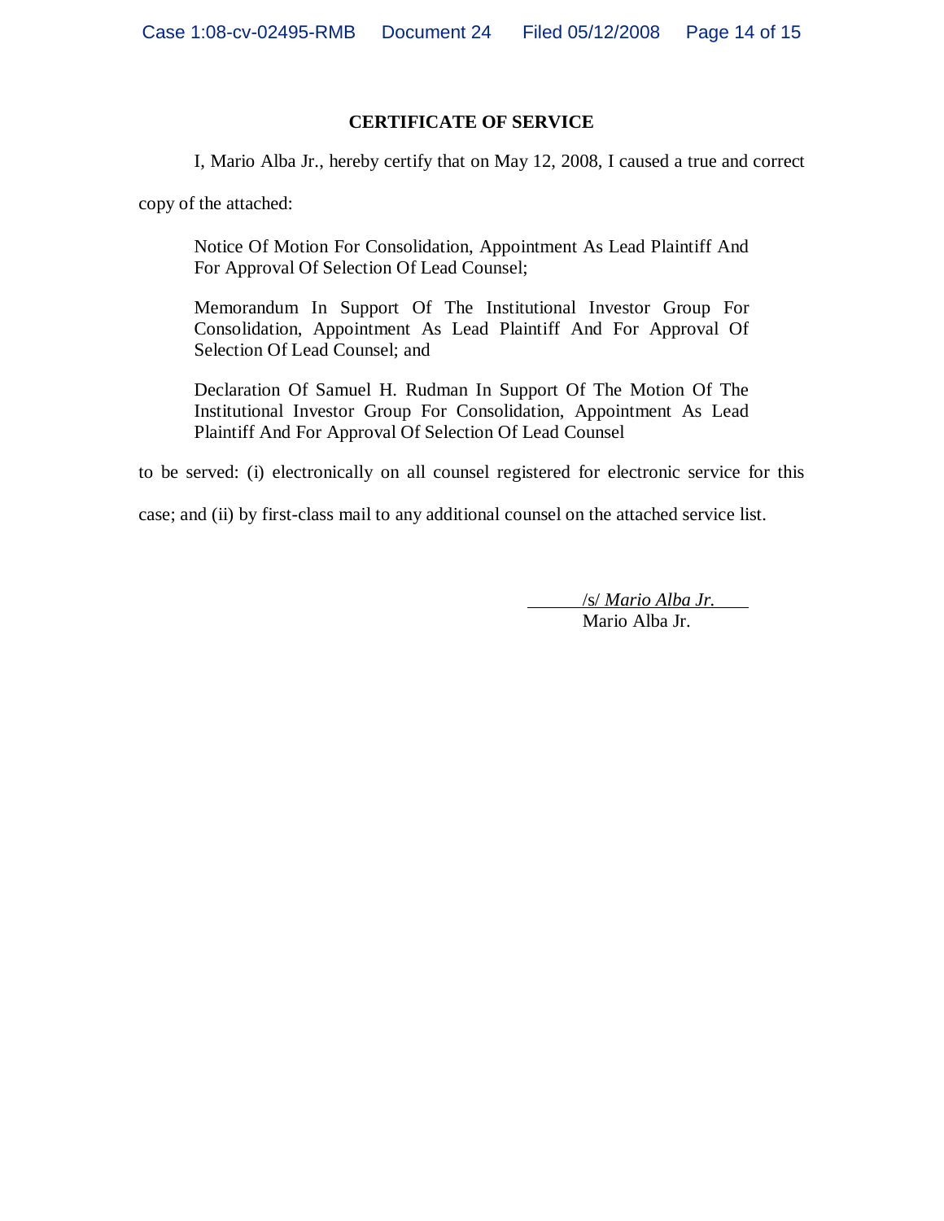**CERTIFICATE OF SERVICE**

I, Mario Alba Jr., hereby certify that on May 12, 2008, I caused a true and correct copy of the attached:

> Notice Of Motion For Consolidation, Appointment As Lead Plaintiff And For Approval Of Selection Of Lead Counsel;
>
> Memorandum In Support Of The Institutional Investor Group For Consolidation, Appointment As Lead Plaintiff And For Approval Of Selection Of Lead Counsel; and
>
> Declaration Of Samuel H. Rudman In Support Of The Motion Of The Institutional Investor Group For Consolidation, Appointment As Lead Plaintiff And For Approval Of Selection Of Lead Counsel

to be served: (i) electronically on all counsel registered for electronic service for this case; and (ii) by first-class mail to any additional counsel on the attached service list.

/s/ *Mario Alba Jr.*
Mario Alba Jr.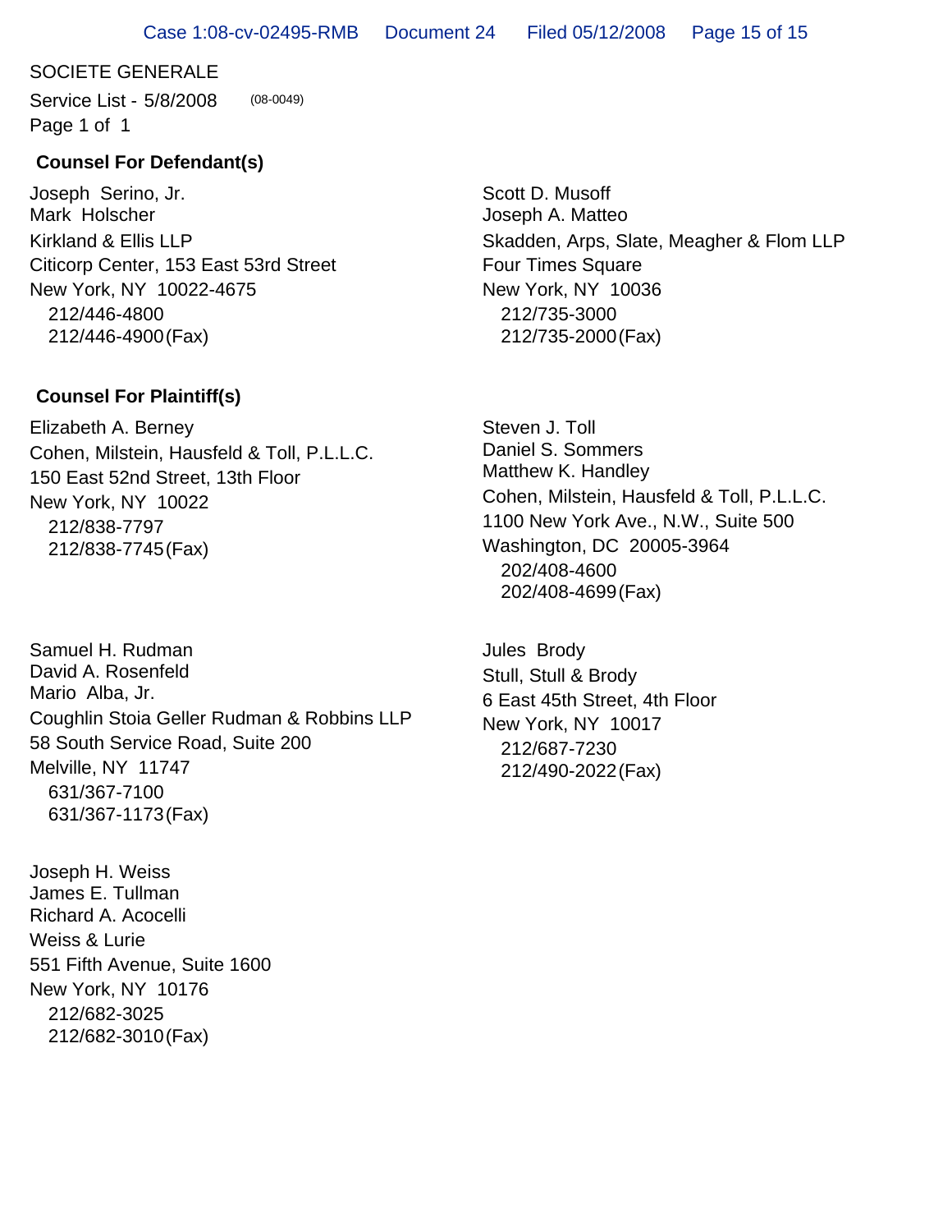SOCIETE GENERALE

Service List - 5/8/2008 (08-0049)

Page 1 of 1

**Counsel For Defendant(s)**

Joseph Serino, Jr.
Mark Holscher
Kirkland & Ellis LLP
Citicorp Center, 153 East 53rd Street
New York, NY 10022-4675
212/446-4800
212/446-4900(Fax)

Scott D. Musoff
Joseph A. Matteo
Skadden, Arps, Slate, Meagher & Flom LLP
Four Times Square
New York, NY 10036
212/735-3000
212/735-2000(Fax)

**Counsel For Plaintiff(s)**

Elizabeth A. Berney
Cohen, Milstein, Hausfeld & Toll, P.L.L.C.
150 East 52nd Street, 13th Floor
New York, NY 10022
212/838-7797
212/838-7745(Fax)

Steven J. Toll
Daniel S. Sommers
Matthew K. Handley
Cohen, Milstein, Hausfeld & Toll, P.L.L.C.
1100 New York Ave., N.W., Suite 500
Washington, DC 20005-3964
202/408-4600
202/408-4699(Fax)

Samuel H. Rudman
David A. Rosenfeld
Mario Alba, Jr.
Coughlin Stoia Geller Rudman & Robbins LLP
58 South Service Road, Suite 200
Melville, NY 11747
631/367-7100
631/367-1173(Fax)

Jules Brody
Stull, Stull & Brody
6 East 45th Street, 4th Floor
New York, NY 10017
212/687-7230
212/490-2022(Fax)

Joseph H. Weiss
James E. Tullman
Richard A. Acocelli
Weiss & Lurie
551 Fifth Avenue, Suite 1600
New York, NY 10176
212/682-3025
212/682-3010(Fax)